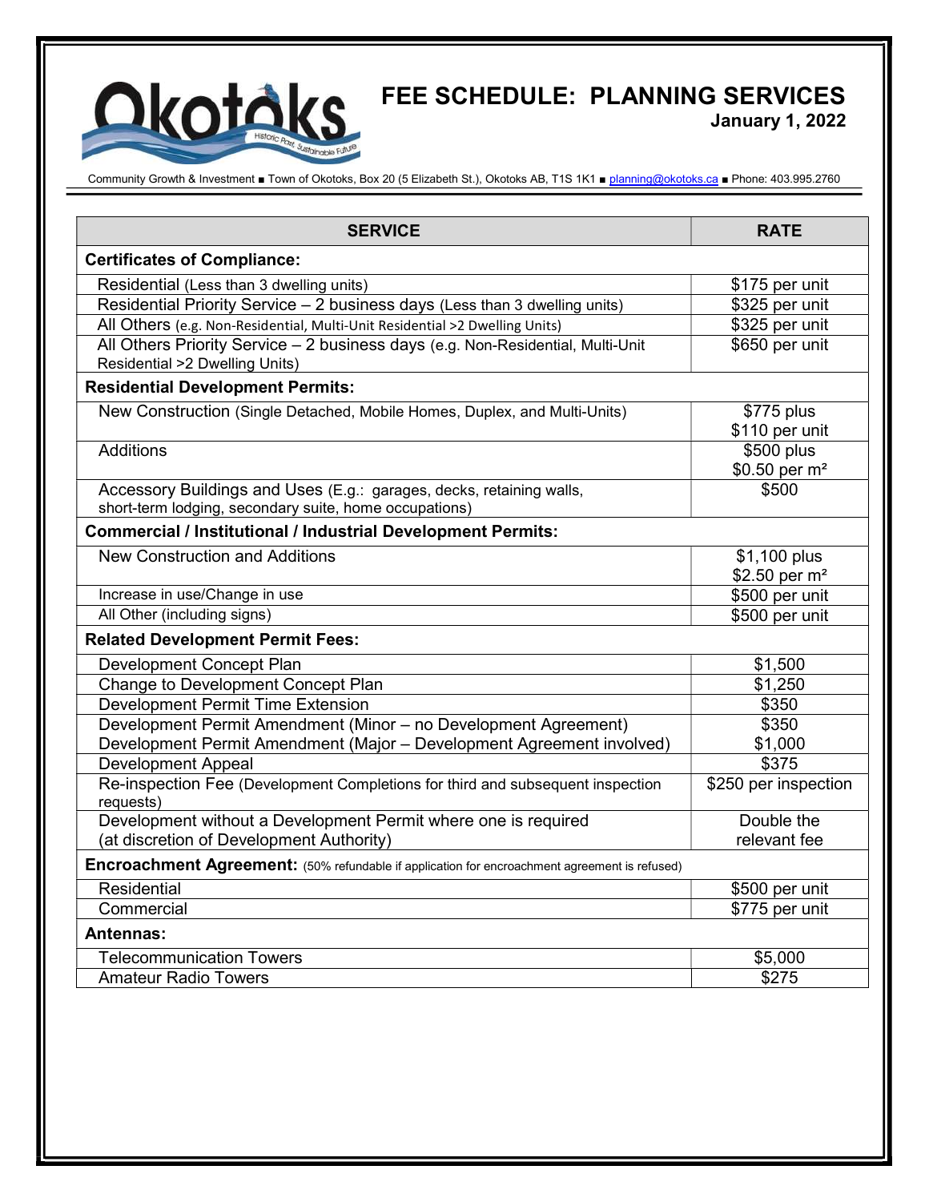# FEE SCHEDULE: PLANNING SERVICES

**January 1, 2022**

Community Growth & Investment ■ Town of Okotoks, Box 20 (5 Elizabeth St.), Okotoks AB, T1S 1K1 ■ planning@okotoks.ca ■ Phone: 403.995.2760

| SERVICE | RATE |
|---|---|
| **Certificates of Compliance:** | |
| Residential (Less than 3 dwelling units) | $175 per unit |
| Residential Priority Service – 2 business days (Less than 3 dwelling units) | $325 per unit |
| All Others (e.g. Non-Residential, Multi-Unit Residential >2 Dwelling Units) | $325 per unit |
| All Others Priority Service – 2 business days (e.g. Non-Residential, Multi-Unit Residential >2 Dwelling Units) | $650 per unit |
| **Residential Development Permits:** | |
| New Construction (Single Detached, Mobile Homes, Duplex, and Multi-Units) | $775 plus $110 per unit |
| Additions | $500 plus $0.50 per m² |
| Accessory Buildings and Uses (E.g.: garages, decks, retaining walls, short-term lodging, secondary suite, home occupations) | $500 |
| **Commercial / Institutional / Industrial Development Permits:** | |
| New Construction and Additions | $1,100 plus $2.50 per m² |
| Increase in use/Change in use | $500 per unit |
| All Other (including signs) | $500 per unit |
| **Related Development Permit Fees:** | |
| Development Concept Plan | $1,500 |
| Change to Development Concept Plan | $1,250 |
| Development Permit Time Extension | $350 |
| Development Permit Amendment (Minor – no Development Agreement) | $350 |
| Development Permit Amendment (Major – Development Agreement involved) | $1,000 |
| Development Appeal | $375 |
| Re-inspection Fee (Development Completions for third and subsequent inspection requests) | $250 per inspection |
| Development without a Development Permit where one is required (at discretion of Development Authority) | Double the relevant fee |
| **Encroachment Agreement:** (50% refundable if application for encroachment agreement is refused) | |
| Residential | $500 per unit |
| Commercial | $775 per unit |
| **Antennas:** | |
| Telecommunication Towers | $5,000 |
| Amateur Radio Towers | $275 |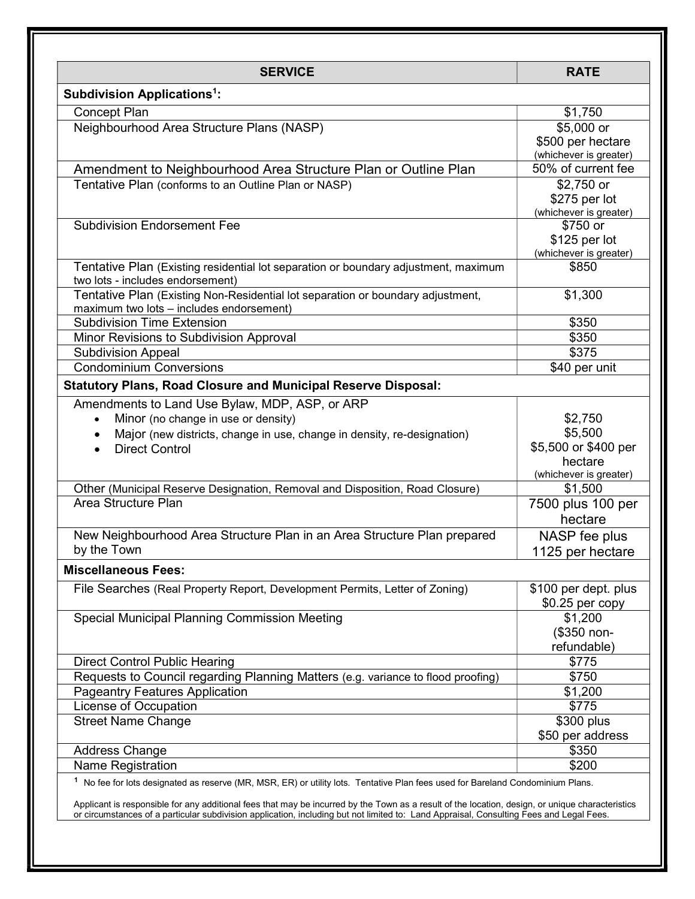| SERVICE | RATE |
|---|---|
| **Subdivision Applications[1]:** | |
| Concept Plan | $1,750 |
| Neighbourhood Area Structure Plans (NASP) | $5,000 or $500 per hectare (whichever is greater) |
| Amendment to Neighbourhood Area Structure Plan or Outline Plan | 50% of current fee |
| Tentative Plan (conforms to an Outline Plan or NASP) | $2,750 or $275 per lot (whichever is greater) |
| Subdivision Endorsement Fee | $750 or $125 per lot (whichever is greater) |
| Tentative Plan (Existing residential lot separation or boundary adjustment, maximum two lots - includes endorsement) | $850 |
| Tentative Plan (Existing Non-Residential lot separation or boundary adjustment, maximum two lots – includes endorsement) | $1,300 |
| Subdivision Time Extension | $350 |
| Minor Revisions to Subdivision Approval | $350 |
| Subdivision Appeal | $375 |
| Condominium Conversions | $40 per unit |
| **Statutory Plans, Road Closure and Municipal Reserve Disposal:** | |
| Amendments to Land Use Bylaw, MDP, ASP, or ARP<br>• Minor (no change in use or density)<br>• Major (new districts, change in use, change in density, re-designation)<br>• Direct Control | <br>$2,750<br>$5,500<br>$5,500 or $400 per hectare (whichever is greater) |
| Other (Municipal Reserve Designation, Removal and Disposition, Road Closure) | $1,500 |
| Area Structure Plan | 7500 plus 100 per hectare |
| New Neighbourhood Area Structure Plan in an Area Structure Plan prepared by the Town | NASP fee plus 1125 per hectare |
| **Miscellaneous Fees:** | |
| File Searches (Real Property Report, Development Permits, Letter of Zoning) | $100 per dept. plus $0.25 per copy |
| Special Municipal Planning Commission Meeting | $1,200 ($350 non-refundable) |
| Direct Control Public Hearing | $775 |
| Requests to Council regarding Planning Matters (e.g. variance to flood proofing) | $750 |
| Pageantry Features Application | $1,200 |
| License of Occupation | $775 |
| Street Name Change | $300 plus $50 per address |
| Address Change | $350 |
| Name Registration | $200 |

[1] No fee for lots designated as reserve (MR, MSR, ER) or utility lots. Tentative Plan fees used for Bareland Condominium Plans.

Applicant is responsible for any additional fees that may be incurred by the Town as a result of the location, design, or unique characteristics or circumstances of a particular subdivision application, including but not limited to: Land Appraisal, Consulting Fees and Legal Fees.